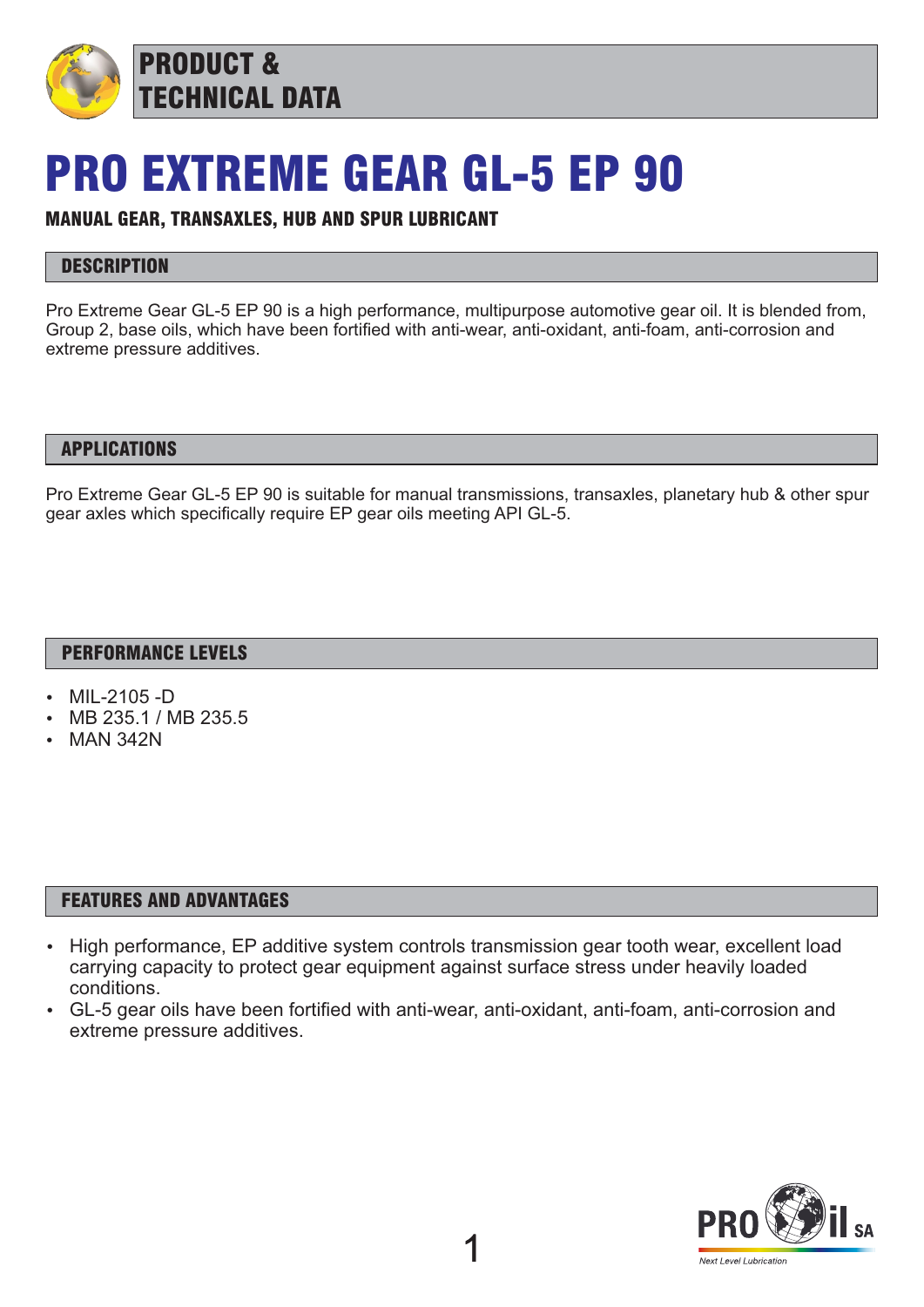PRODUCT & TECHNICAL DATA

# PRO EXTREME GEAR GL-5 EP 90

**MANUAL GEAR, TRANSAXLES, HUB AND SPUR LUBRICANT**

## DESCRIPTION

Pro Extreme Gear GL-5 EP 90 is a high performance, multipurpose automotive gear oil. It is blended from, Group 2, base oils, which have been fortified with anti-wear, anti-oxidant, anti-foam, anti-corrosion and extreme pressure additives.

## APPLICATIONS

Pro Extreme Gear GL-5 EP 90 is suitable for manual transmissions, transaxles, planetary hub & other spur gear axles which specifically require EP gear oils meeting API GL-5.

## PERFORMANCE LEVELS

- MIL-2105 -D
- MB 235.1 / MB 235.5
- MAN 342N

## FEATURES AND ADVANTAGES

- High performance, EP additive system controls transmission gear tooth wear, excellent load carrying capacity to protect gear equipment against surface stress under heavily loaded conditions.
- GL-5 gear oils have been fortified with anti-wear, anti-oxidant, anti-foam, anti-corrosion and extreme pressure additives.

PRO Oil SA
Next Level Lubrication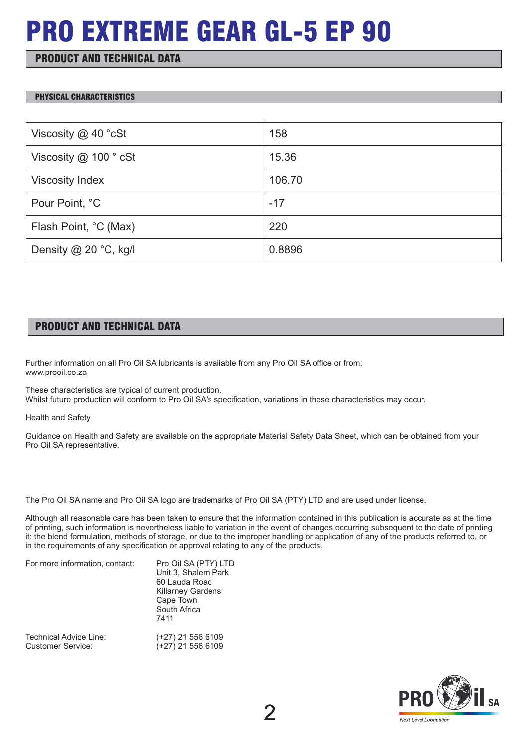# PRO EXTREME GEAR GL-5 EP 90

## PRODUCT AND TECHNICAL DATA

### PHYSICAL CHARACTERISTICS

| | |
|---|---|
| Viscosity @ 40 °cSt | 158 |
| Viscosity @ 100 ° cSt | 15.36 |
| Viscosity Index | 106.70 |
| Pour Point, °C | -17 |
| Flash Point, °C (Max) | 220 |
| Density @ 20 °C, kg/l | 0.8896 |

## PRODUCT AND TECHNICAL DATA

Further information on all Pro Oil SA lubricants is available from any Pro Oil SA office or from:
www.prooil.co.za

These characteristics are typical of current production.
Whilst future production will conform to Pro Oil SA's specification, variations in these characteristics may occur.

Health and Safety

Guidance on Health and Safety are available on the appropriate Material Safety Data Sheet, which can be obtained from your Pro Oil SA representative.

The Pro Oil SA name and Pro Oil SA logo are trademarks of Pro Oil SA (PTY) LTD and are used under license.

Although all reasonable care has been taken to ensure that the information contained in this publication is accurate as at the time of printing, such information is nevertheless liable to variation in the event of changes occurring subsequent to the date of printing it: the blend formulation, methods of storage, or due to the improper handling or application of any of the products referred to, or in the requirements of any specification or approval relating to any of the products.

For more information, contact:

Pro Oil SA (PTY) LTD
Unit 3, Shalem Park
60 Lauda Road
Killarney Gardens
Cape Town
South Africa
7411

Technical Advice Line: (+27) 21 556 6109
Customer Service: (+27) 21 556 6109

PRO Oil SA
Next Level Lubrication